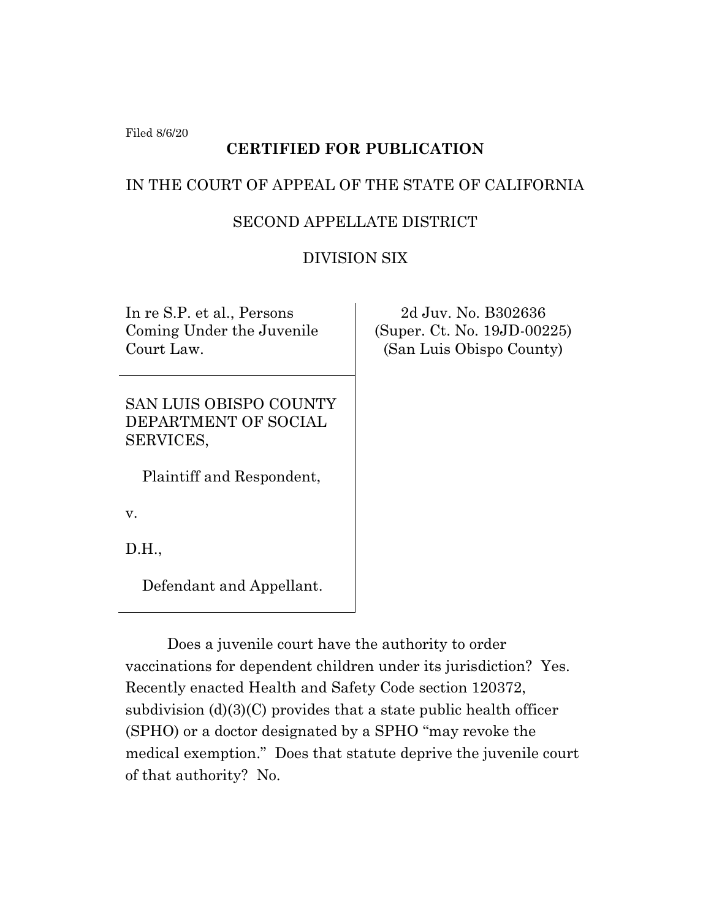Filed 8/6/20

**CERTIFIED FOR PUBLICATION**

IN THE COURT OF APPEAL OF THE STATE OF CALIFORNIA

SECOND APPELLATE DISTRICT

DIVISION SIX

| | |
|---|---|
| In re S.P. et al., Persons Coming Under the Juvenile Court Law. | 2d Juv. No. B302636 (Super. Ct. No. 19JD-00225) (San Luis Obispo County) |
| SAN LUIS OBISPO COUNTY DEPARTMENT OF SOCIAL SERVICES,<br><br>Plaintiff and Respondent,<br><br>v.<br><br>D.H.,<br><br>Defendant and Appellant. | |

Does a juvenile court have the authority to order vaccinations for dependent children under its jurisdiction? Yes. Recently enacted Health and Safety Code section 120372, subdivision (d)(3)(C) provides that a state public health officer (SPHO) or a doctor designated by a SPHO "may revoke the medical exemption." Does that statute deprive the juvenile court of that authority? No.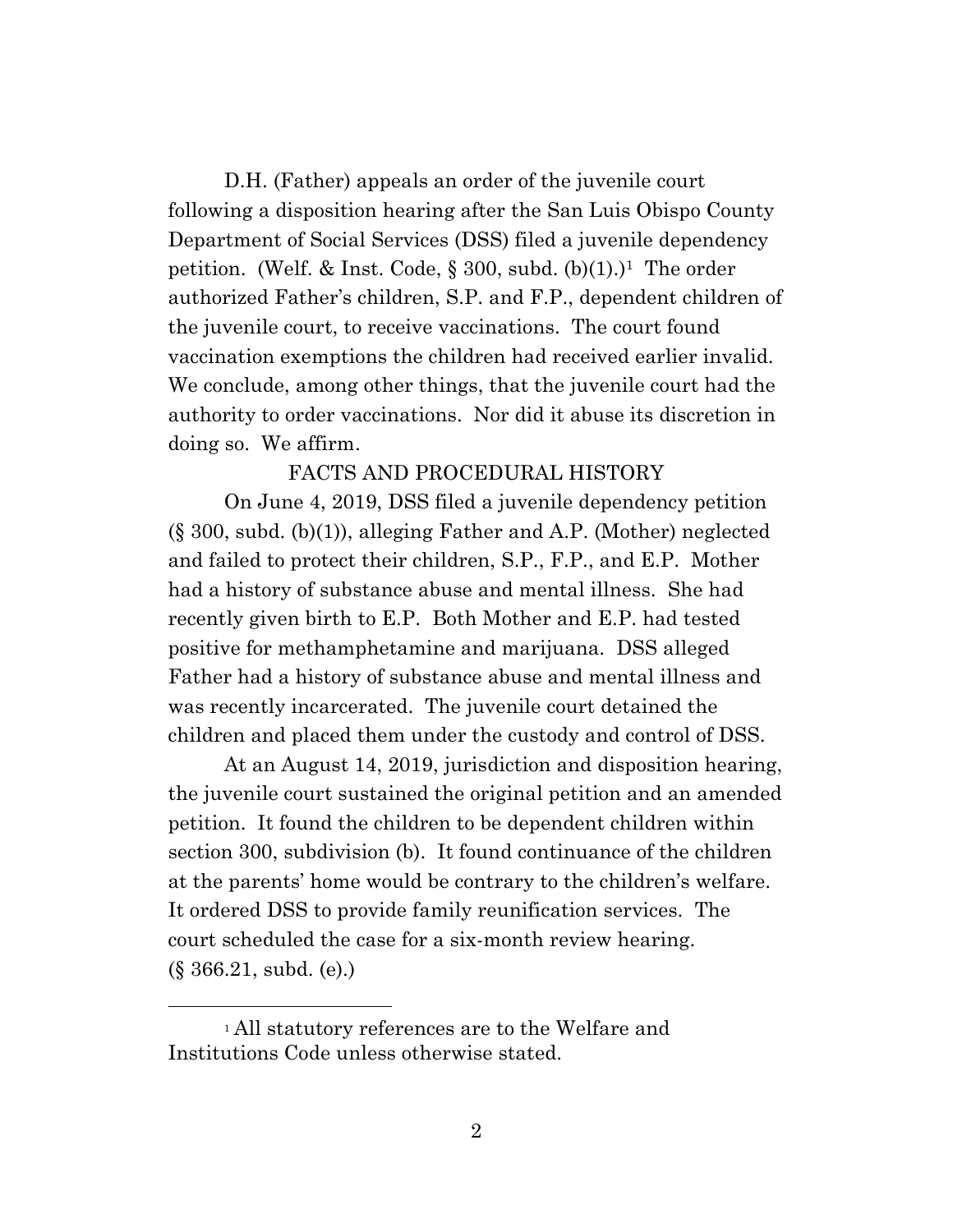D.H. (Father) appeals an order of the juvenile court following a disposition hearing after the San Luis Obispo County Department of Social Services (DSS) filed a juvenile dependency petition. (Welf. & Inst. Code, § 300, subd. (b)(1).)[1] The order authorized Father's children, S.P. and F.P., dependent children of the juvenile court, to receive vaccinations. The court found vaccination exemptions the children had received earlier invalid. We conclude, among other things, that the juvenile court had the authority to order vaccinations. Nor did it abuse its discretion in doing so. We affirm.

## FACTS AND PROCEDURAL HISTORY

On June 4, 2019, DSS filed a juvenile dependency petition (§ 300, subd. (b)(1)), alleging Father and A.P. (Mother) neglected and failed to protect their children, S.P., F.P., and E.P. Mother had a history of substance abuse and mental illness. She had recently given birth to E.P. Both Mother and E.P. had tested positive for methamphetamine and marijuana. DSS alleged Father had a history of substance abuse and mental illness and was recently incarcerated. The juvenile court detained the children and placed them under the custody and control of DSS.

At an August 14, 2019, jurisdiction and disposition hearing, the juvenile court sustained the original petition and an amended petition. It found the children to be dependent children within section 300, subdivision (b). It found continuance of the children at the parents' home would be contrary to the children's welfare. It ordered DSS to provide family reunification services. The court scheduled the case for a six-month review hearing. (§ 366.21, subd. (e).)

---

[1] All statutory references are to the Welfare and Institutions Code unless otherwise stated.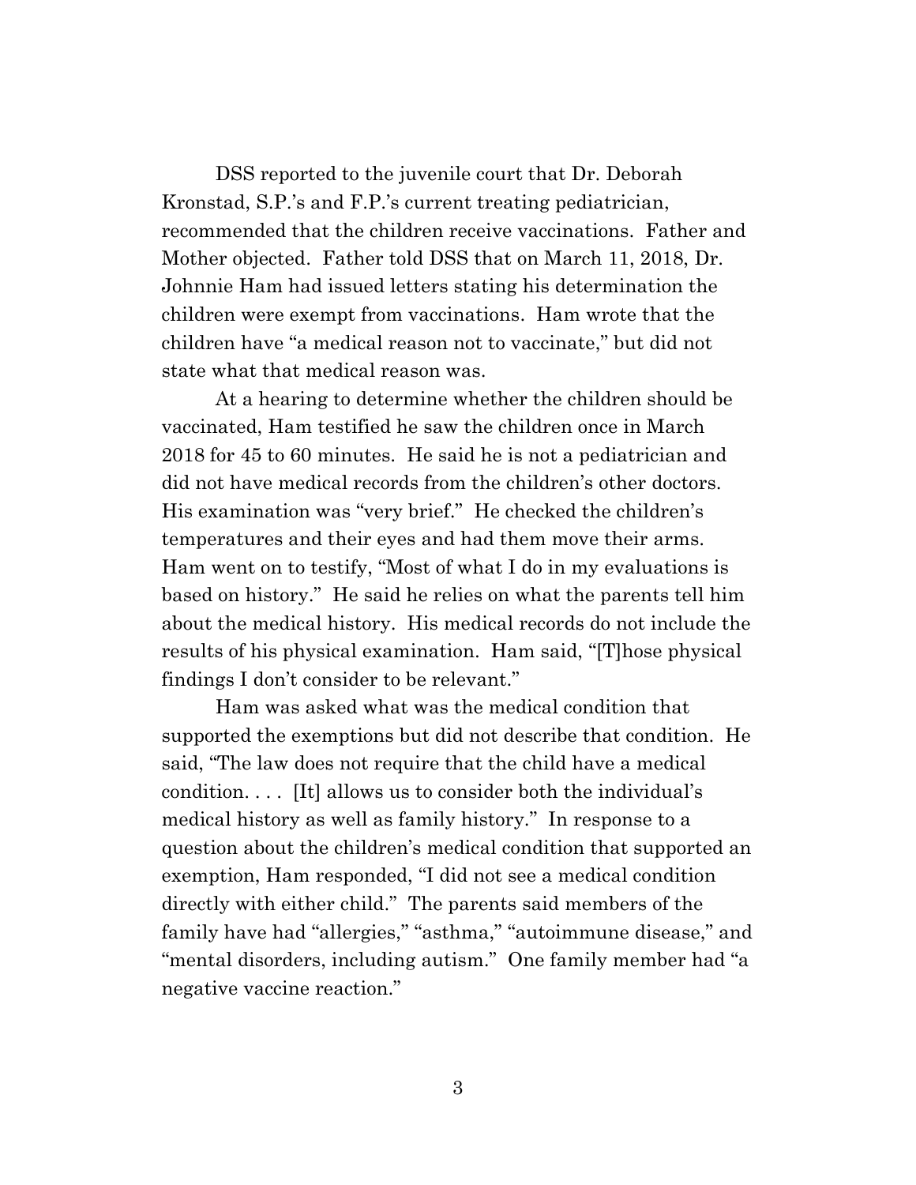DSS reported to the juvenile court that Dr. Deborah Kronstad, S.P.'s and F.P.'s current treating pediatrician, recommended that the children receive vaccinations. Father and Mother objected. Father told DSS that on March 11, 2018, Dr. Johnnie Ham had issued letters stating his determination the children were exempt from vaccinations. Ham wrote that the children have "a medical reason not to vaccinate," but did not state what that medical reason was.

At a hearing to determine whether the children should be vaccinated, Ham testified he saw the children once in March 2018 for 45 to 60 minutes. He said he is not a pediatrician and did not have medical records from the children's other doctors. His examination was "very brief." He checked the children's temperatures and their eyes and had them move their arms. Ham went on to testify, "Most of what I do in my evaluations is based on history." He said he relies on what the parents tell him about the medical history. His medical records do not include the results of his physical examination. Ham said, "[T]hose physical findings I don't consider to be relevant."

Ham was asked what was the medical condition that supported the exemptions but did not describe that condition. He said, "The law does not require that the child have a medical condition. . . . [It] allows us to consider both the individual's medical history as well as family history." In response to a question about the children's medical condition that supported an exemption, Ham responded, "I did not see a medical condition directly with either child." The parents said members of the family have had "allergies," "asthma," "autoimmune disease," and "mental disorders, including autism." One family member had "a negative vaccine reaction."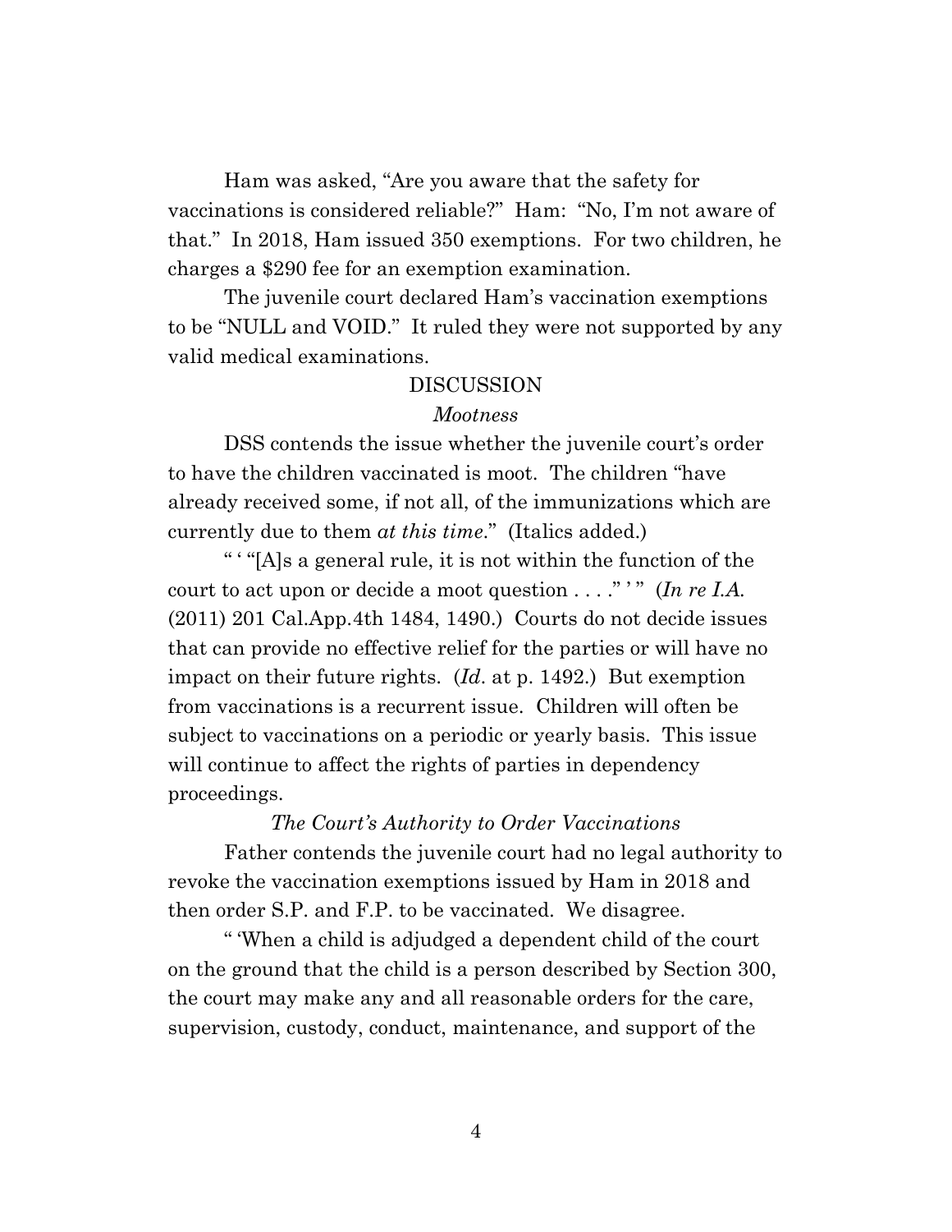Ham was asked, "Are you aware that the safety for vaccinations is considered reliable?" Ham: "No, I'm not aware of that." In 2018, Ham issued 350 exemptions. For two children, he charges a $290 fee for an exemption examination.

The juvenile court declared Ham's vaccination exemptions to be "NULL and VOID." It ruled they were not supported by any valid medical examinations.

## DISCUSSION

### *Mootness*

DSS contends the issue whether the juvenile court's order to have the children vaccinated is moot. The children "have already received some, if not all, of the immunizations which are currently due to them *at this time*." (Italics added.)

" ' "[A]s a general rule, it is not within the function of the court to act upon or decide a moot question . . . ." ' " (*In re I.A.* (2011) 201 Cal.App.4th 1484, 1490.) Courts do not decide issues that can provide no effective relief for the parties or will have no impact on their future rights. (*Id*. at p. 1492.) But exemption from vaccinations is a recurrent issue. Children will often be subject to vaccinations on a periodic or yearly basis. This issue will continue to affect the rights of parties in dependency proceedings.

### *The Court's Authority to Order Vaccinations*

Father contends the juvenile court had no legal authority to revoke the vaccination exemptions issued by Ham in 2018 and then order S.P. and F.P. to be vaccinated. We disagree.

" 'When a child is adjudged a dependent child of the court on the ground that the child is a person described by Section 300, the court may make any and all reasonable orders for the care, supervision, custody, conduct, maintenance, and support of the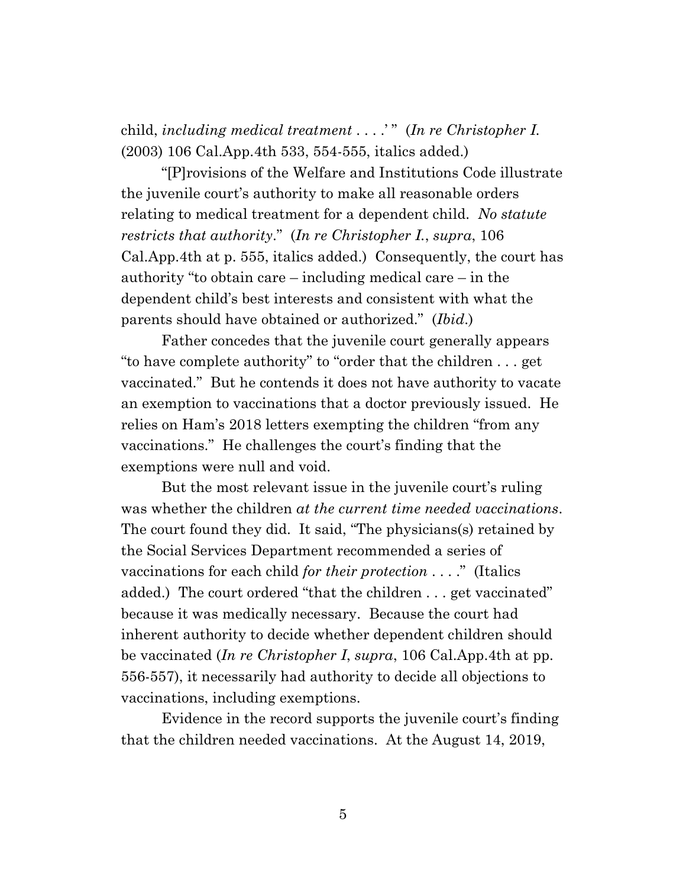child, *including medical treatment* . . . .' " (*In re Christopher I.* (2003) 106 Cal.App.4th 533, 554-555, italics added.)

"[P]rovisions of the Welfare and Institutions Code illustrate the juvenile court's authority to make all reasonable orders relating to medical treatment for a dependent child. *No statute restricts that authority*." (*In re Christopher I.*, *supra*, 106 Cal.App.4th at p. 555, italics added.) Consequently, the court has authority "to obtain care – including medical care – in the dependent child's best interests and consistent with what the parents should have obtained or authorized." (*Ibid*.)

Father concedes that the juvenile court generally appears "to have complete authority" to "order that the children . . . get vaccinated." But he contends it does not have authority to vacate an exemption to vaccinations that a doctor previously issued. He relies on Ham's 2018 letters exempting the children "from any vaccinations." He challenges the court's finding that the exemptions were null and void.

But the most relevant issue in the juvenile court's ruling was whether the children *at the current time needed vaccinations*. The court found they did. It said, "The physicians(s) retained by the Social Services Department recommended a series of vaccinations for each child *for their protection* . . . ." (Italics added.) The court ordered "that the children . . . get vaccinated" because it was medically necessary. Because the court had inherent authority to decide whether dependent children should be vaccinated (*In re Christopher I*, *supra*, 106 Cal.App.4th at pp. 556-557), it necessarily had authority to decide all objections to vaccinations, including exemptions.

Evidence in the record supports the juvenile court's finding that the children needed vaccinations. At the August 14, 2019,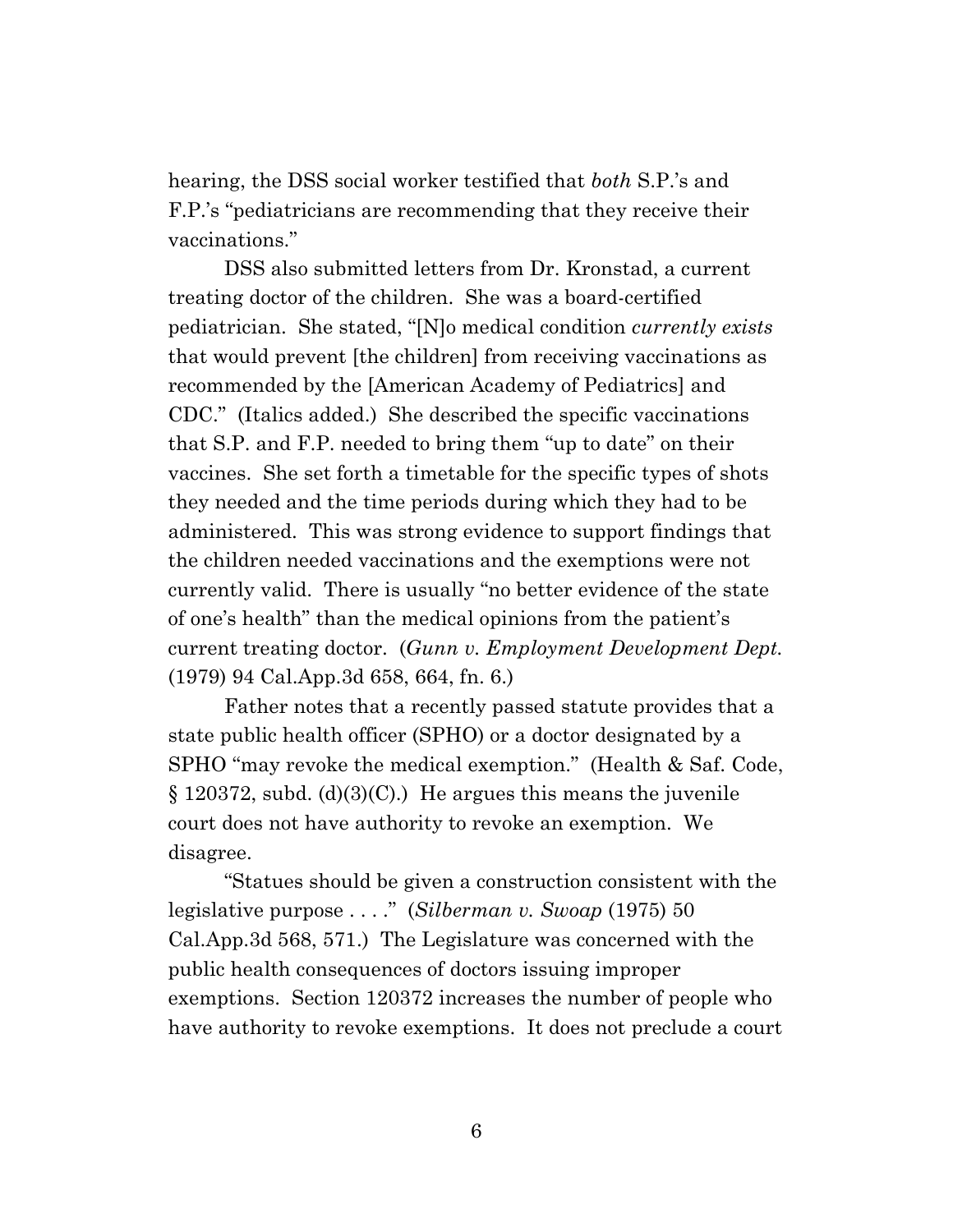hearing, the DSS social worker testified that *both* S.P.'s and F.P.'s "pediatricians are recommending that they receive their vaccinations."

DSS also submitted letters from Dr. Kronstad, a current treating doctor of the children. She was a board-certified pediatrician. She stated, "[N]o medical condition *currently exists* that would prevent [the children] from receiving vaccinations as recommended by the [American Academy of Pediatrics] and CDC." (Italics added.) She described the specific vaccinations that S.P. and F.P. needed to bring them "up to date" on their vaccines. She set forth a timetable for the specific types of shots they needed and the time periods during which they had to be administered. This was strong evidence to support findings that the children needed vaccinations and the exemptions were not currently valid. There is usually "no better evidence of the state of one's health" than the medical opinions from the patient's current treating doctor. (*Gunn v. Employment Development Dept.* (1979) 94 Cal.App.3d 658, 664, fn. 6.)

Father notes that a recently passed statute provides that a state public health officer (SPHO) or a doctor designated by a SPHO "may revoke the medical exemption." (Health & Saf. Code, § 120372, subd. (d)(3)(C).) He argues this means the juvenile court does not have authority to revoke an exemption. We disagree.

"Statues should be given a construction consistent with the legislative purpose . . . ." (*Silberman v. Swoap* (1975) 50 Cal.App.3d 568, 571.) The Legislature was concerned with the public health consequences of doctors issuing improper exemptions. Section 120372 increases the number of people who have authority to revoke exemptions. It does not preclude a court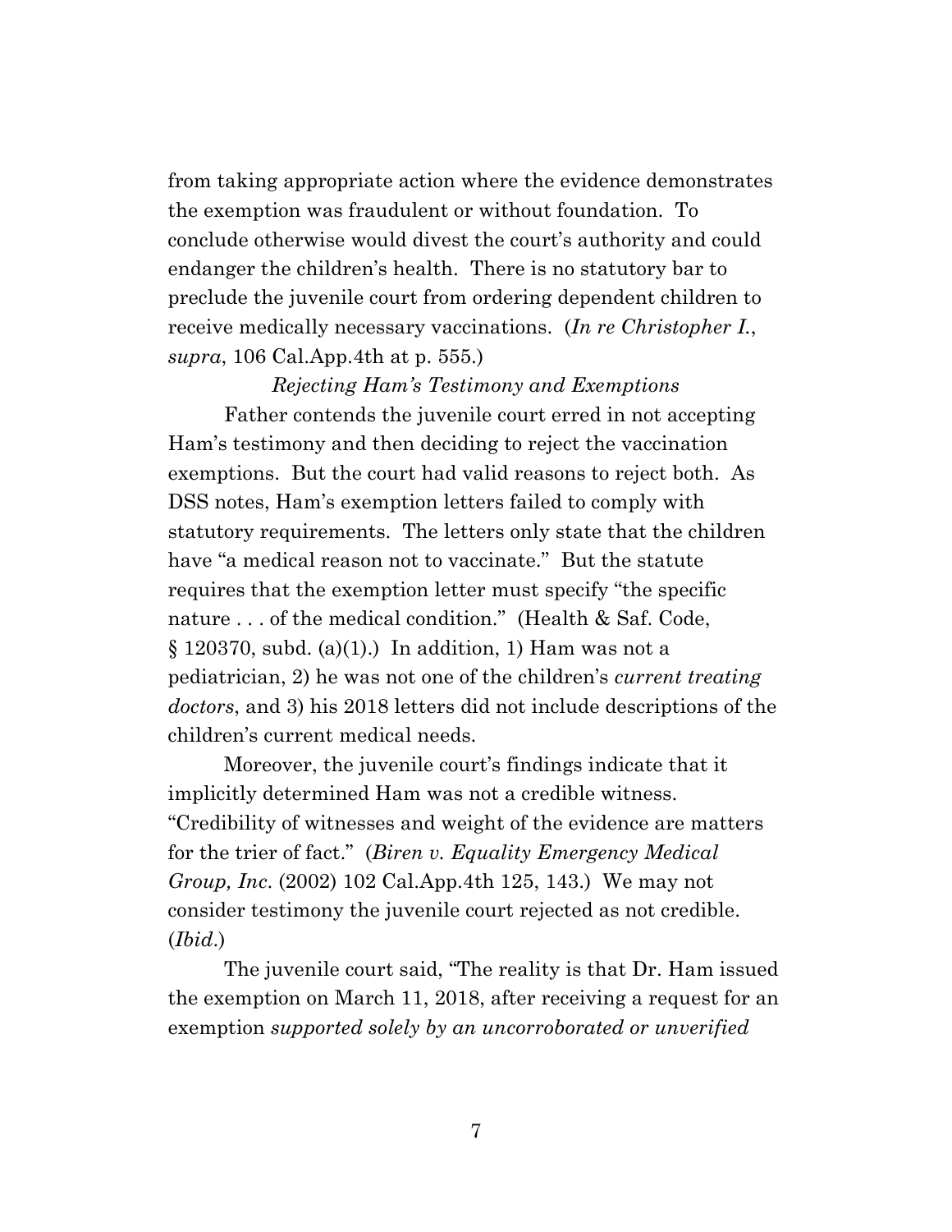from taking appropriate action where the evidence demonstrates the exemption was fraudulent or without foundation. To conclude otherwise would divest the court's authority and could endanger the children's health. There is no statutory bar to preclude the juvenile court from ordering dependent children to receive medically necessary vaccinations. (*In re Christopher I.*, *supra*, 106 Cal.App.4th at p. 555.)

*Rejecting Ham's Testimony and Exemptions*

Father contends the juvenile court erred in not accepting Ham's testimony and then deciding to reject the vaccination exemptions. But the court had valid reasons to reject both. As DSS notes, Ham's exemption letters failed to comply with statutory requirements. The letters only state that the children have "a medical reason not to vaccinate." But the statute requires that the exemption letter must specify "the specific nature . . . of the medical condition." (Health & Saf. Code, § 120370, subd. (a)(1).) In addition, 1) Ham was not a pediatrician, 2) he was not one of the children's *current treating doctors*, and 3) his 2018 letters did not include descriptions of the children's current medical needs.

Moreover, the juvenile court's findings indicate that it implicitly determined Ham was not a credible witness. "Credibility of witnesses and weight of the evidence are matters for the trier of fact." (*Biren v. Equality Emergency Medical Group, Inc*. (2002) 102 Cal.App.4th 125, 143.) We may not consider testimony the juvenile court rejected as not credible. (*Ibid*.)

The juvenile court said, "The reality is that Dr. Ham issued the exemption on March 11, 2018, after receiving a request for an exemption *supported solely by an uncorroborated or unverified*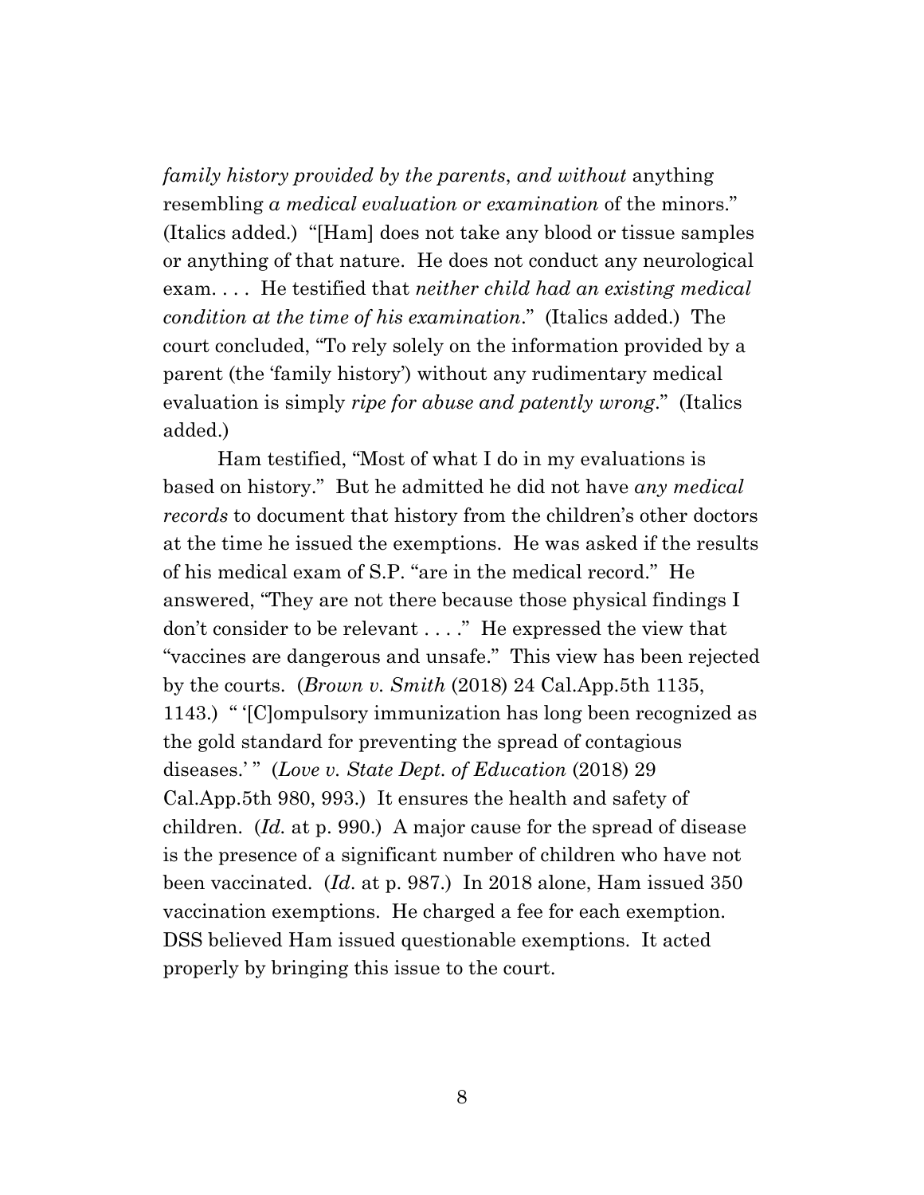*family history provided by the parents*, *and without* anything resembling *a medical evaluation or examination* of the minors." (Italics added.) "[Ham] does not take any blood or tissue samples or anything of that nature. He does not conduct any neurological exam. . . . He testified that *neither child had an existing medical condition at the time of his examination*." (Italics added.) The court concluded, "To rely solely on the information provided by a parent (the 'family history') without any rudimentary medical evaluation is simply *ripe for abuse and patently wrong*." (Italics added.)

Ham testified, "Most of what I do in my evaluations is based on history." But he admitted he did not have *any medical records* to document that history from the children's other doctors at the time he issued the exemptions. He was asked if the results of his medical exam of S.P. "are in the medical record." He answered, "They are not there because those physical findings I don't consider to be relevant . . . ." He expressed the view that "vaccines are dangerous and unsafe." This view has been rejected by the courts. (*Brown v. Smith* (2018) 24 Cal.App.5th 1135, 1143.) " '[C]ompulsory immunization has long been recognized as the gold standard for preventing the spread of contagious diseases.' " (*Love v. State Dept. of Education* (2018) 29 Cal.App.5th 980, 993.) It ensures the health and safety of children. (*Id.* at p. 990.) A major cause for the spread of disease is the presence of a significant number of children who have not been vaccinated. (*Id.* at p. 987.) In 2018 alone, Ham issued 350 vaccination exemptions. He charged a fee for each exemption. DSS believed Ham issued questionable exemptions. It acted properly by bringing this issue to the court.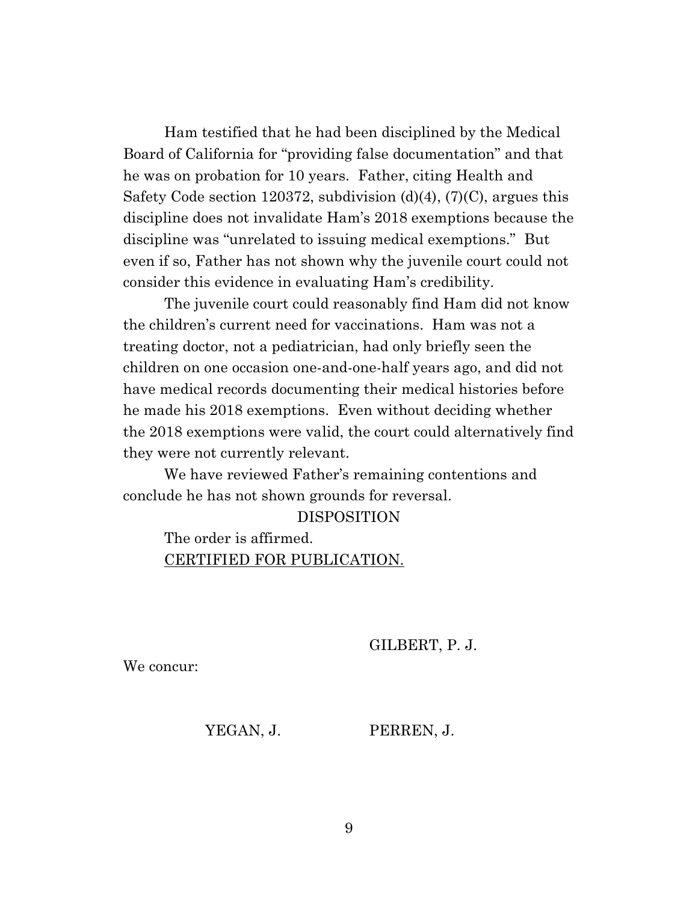Ham testified that he had been disciplined by the Medical Board of California for "providing false documentation" and that he was on probation for 10 years. Father, citing Health and Safety Code section 120372, subdivision (d)(4), (7)(C), argues this discipline does not invalidate Ham's 2018 exemptions because the discipline was "unrelated to issuing medical exemptions." But even if so, Father has not shown why the juvenile court could not consider this evidence in evaluating Ham's credibility.

The juvenile court could reasonably find Ham did not know the children's current need for vaccinations. Ham was not a treating doctor, not a pediatrician, had only briefly seen the children on one occasion one-and-one-half years ago, and did not have medical records documenting their medical histories before he made his 2018 exemptions. Even without deciding whether the 2018 exemptions were valid, the court could alternatively find they were not currently relevant.

We have reviewed Father's remaining contentions and conclude he has not shown grounds for reversal.

DISPOSITION

The order is affirmed.

CERTIFIED FOR PUBLICATION.

GILBERT, P. J.

We concur:

YEGAN, J.

PERREN, J.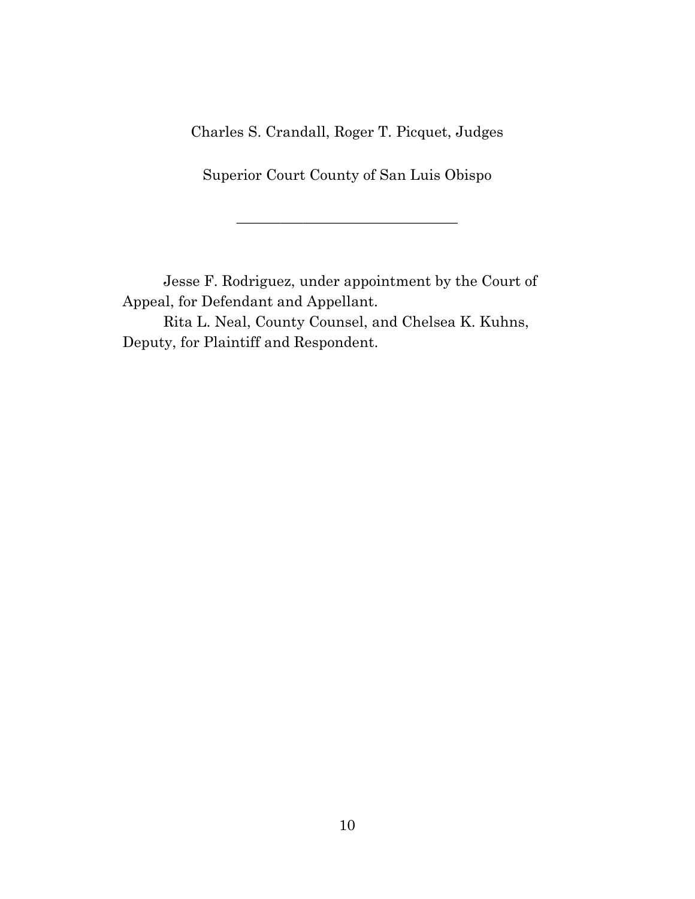Charles S. Crandall, Roger T. Picquet, Judges

Superior Court County of San Luis Obispo

______________________________

Jesse F. Rodriguez, under appointment by the Court of Appeal, for Defendant and Appellant.

Rita L. Neal, County Counsel, and Chelsea K. Kuhns, Deputy, for Plaintiff and Respondent.